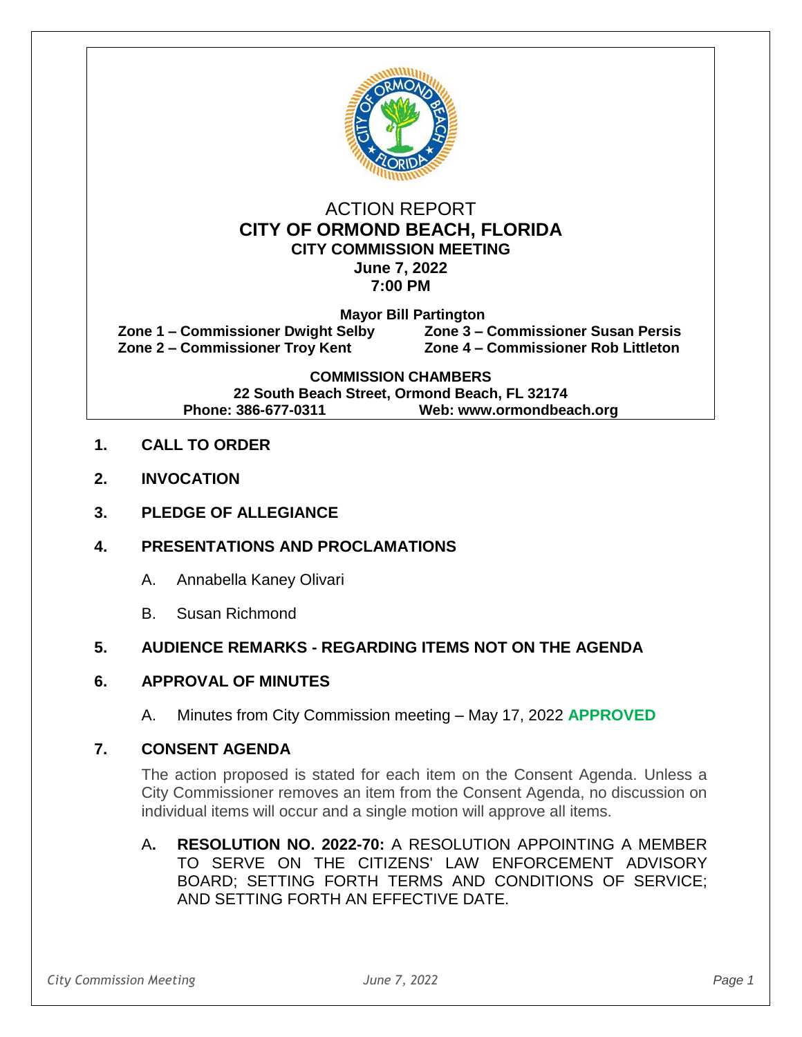# ACTION REPORT
## CITY OF ORMOND BEACH, FLORIDA
### CITY COMMISSION MEETING
**June 7, 2022**
**7:00 PM**

**Mayor Bill Partington**

**Zone 1 – Commissioner Dwight Selby** | **Zone 3 – Commissioner Susan Persis**
**Zone 2 – Commissioner Troy Kent** | **Zone 4 – Commissioner Rob Littleton**

**COMMISSION CHAMBERS**
**22 South Beach Street, Ormond Beach, FL 32174**
**Phone: 386-677-0311** | **Web: www.ormondbeach.org**

**1. CALL TO ORDER**

**2. INVOCATION**

**3. PLEDGE OF ALLEGIANCE**

**4. PRESENTATIONS AND PROCLAMATIONS**

A. Annabella Kaney Olivari

B. Susan Richmond

**5. AUDIENCE REMARKS - REGARDING ITEMS NOT ON THE AGENDA**

**6. APPROVAL OF MINUTES**

A. Minutes from City Commission meeting – May 17, 2022 **APPROVED**

**7. CONSENT AGENDA**

The action proposed is stated for each item on the Consent Agenda. Unless a City Commissioner removes an item from the Consent Agenda, no discussion on individual items will occur and a single motion will approve all items.

A. **RESOLUTION NO. 2022-70:** A RESOLUTION APPOINTING A MEMBER TO SERVE ON THE CITIZENS' LAW ENFORCEMENT ADVISORY BOARD; SETTING FORTH TERMS AND CONDITIONS OF SERVICE; AND SETTING FORTH AN EFFECTIVE DATE.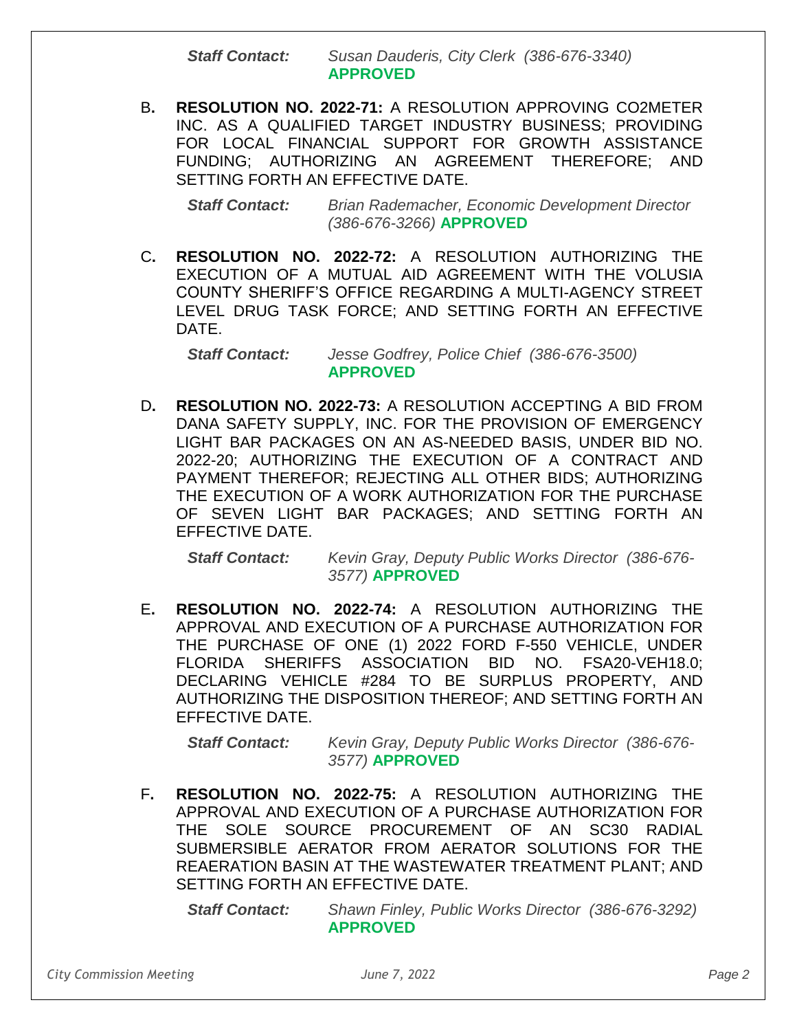*Staff Contact:* *Susan Dauderis, City Clerk (386-676-3340)* **APPROVED**

B**. RESOLUTION NO. 2022-71:** A RESOLUTION APPROVING CO2METER INC. AS A QUALIFIED TARGET INDUSTRY BUSINESS; PROVIDING FOR LOCAL FINANCIAL SUPPORT FOR GROWTH ASSISTANCE FUNDING; AUTHORIZING AN AGREEMENT THEREFORE; AND SETTING FORTH AN EFFECTIVE DATE.

*Staff Contact:* *Brian Rademacher, Economic Development Director (386-676-3266)* **APPROVED**

C**. RESOLUTION NO. 2022-72:** A RESOLUTION AUTHORIZING THE EXECUTION OF A MUTUAL AID AGREEMENT WITH THE VOLUSIA COUNTY SHERIFF'S OFFICE REGARDING A MULTI-AGENCY STREET LEVEL DRUG TASK FORCE; AND SETTING FORTH AN EFFECTIVE DATE.

*Staff Contact:* *Jesse Godfrey, Police Chief (386-676-3500)* **APPROVED**

D**. RESOLUTION NO. 2022-73:** A RESOLUTION ACCEPTING A BID FROM DANA SAFETY SUPPLY, INC. FOR THE PROVISION OF EMERGENCY LIGHT BAR PACKAGES ON AN AS-NEEDED BASIS, UNDER BID NO. 2022-20; AUTHORIZING THE EXECUTION OF A CONTRACT AND PAYMENT THEREFOR; REJECTING ALL OTHER BIDS; AUTHORIZING THE EXECUTION OF A WORK AUTHORIZATION FOR THE PURCHASE OF SEVEN LIGHT BAR PACKAGES; AND SETTING FORTH AN EFFECTIVE DATE.

*Staff Contact:* *Kevin Gray, Deputy Public Works Director (386-676-3577)* **APPROVED**

E**. RESOLUTION NO. 2022-74:** A RESOLUTION AUTHORIZING THE APPROVAL AND EXECUTION OF A PURCHASE AUTHORIZATION FOR THE PURCHASE OF ONE (1) 2022 FORD F-550 VEHICLE, UNDER FLORIDA SHERIFFS ASSOCIATION BID NO. FSA20-VEH18.0; DECLARING VEHICLE #284 TO BE SURPLUS PROPERTY, AND AUTHORIZING THE DISPOSITION THEREOF; AND SETTING FORTH AN EFFECTIVE DATE.

*Staff Contact:* *Kevin Gray, Deputy Public Works Director (386-676-3577)* **APPROVED**

F**. RESOLUTION NO. 2022-75:** A RESOLUTION AUTHORIZING THE APPROVAL AND EXECUTION OF A PURCHASE AUTHORIZATION FOR THE SOLE SOURCE PROCUREMENT OF AN SC30 RADIAL SUBMERSIBLE AERATOR FROM AERATOR SOLUTIONS FOR THE REAERATION BASIN AT THE WASTEWATER TREATMENT PLANT; AND SETTING FORTH AN EFFECTIVE DATE.

*Staff Contact:* *Shawn Finley, Public Works Director (386-676-3292)* **APPROVED**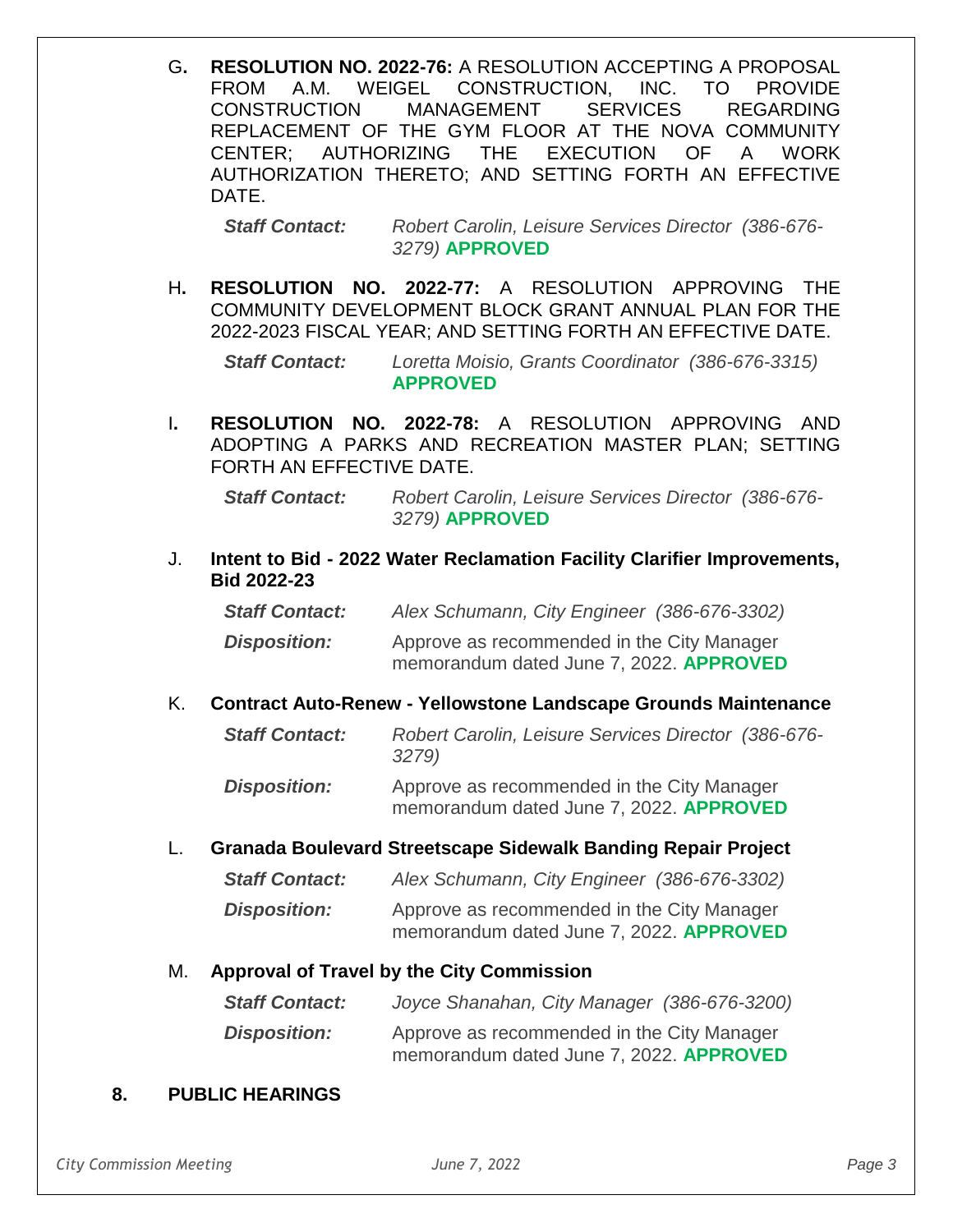G. **RESOLUTION NO. 2022-76:** A RESOLUTION ACCEPTING A PROPOSAL FROM A.M. WEIGEL CONSTRUCTION, INC. TO PROVIDE CONSTRUCTION MANAGEMENT SERVICES REGARDING REPLACEMENT OF THE GYM FLOOR AT THE NOVA COMMUNITY CENTER; AUTHORIZING THE EXECUTION OF A WORK AUTHORIZATION THERETO; AND SETTING FORTH AN EFFECTIVE DATE.

***Staff Contact:*** *Robert Carolin, Leisure Services Director (386-676-3279)* **APPROVED**

H. **RESOLUTION NO. 2022-77:** A RESOLUTION APPROVING THE COMMUNITY DEVELOPMENT BLOCK GRANT ANNUAL PLAN FOR THE 2022-2023 FISCAL YEAR; AND SETTING FORTH AN EFFECTIVE DATE.

***Staff Contact:*** *Loretta Moisio, Grants Coordinator (386-676-3315)* **APPROVED**

I. **RESOLUTION NO. 2022-78:** A RESOLUTION APPROVING AND ADOPTING A PARKS AND RECREATION MASTER PLAN; SETTING FORTH AN EFFECTIVE DATE.

***Staff Contact:*** *Robert Carolin, Leisure Services Director (386-676-3279)* **APPROVED**

J. **Intent to Bid - 2022 Water Reclamation Facility Clarifier Improvements, Bid 2022-23**

***Staff Contact:*** *Alex Schumann, City Engineer (386-676-3302)*

***Disposition:*** Approve as recommended in the City Manager memorandum dated June 7, 2022. **APPROVED**

K. **Contract Auto-Renew - Yellowstone Landscape Grounds Maintenance**

***Staff Contact:*** *Robert Carolin, Leisure Services Director (386-676-3279)*

***Disposition:*** Approve as recommended in the City Manager memorandum dated June 7, 2022. **APPROVED**

L. **Granada Boulevard Streetscape Sidewalk Banding Repair Project**

***Staff Contact:*** *Alex Schumann, City Engineer (386-676-3302)*

***Disposition:*** Approve as recommended in the City Manager memorandum dated June 7, 2022. **APPROVED**

M. **Approval of Travel by the City Commission**

***Staff Contact:*** *Joyce Shanahan, City Manager (386-676-3200)*

***Disposition:*** Approve as recommended in the City Manager memorandum dated June 7, 2022. **APPROVED**

## 8. PUBLIC HEARINGS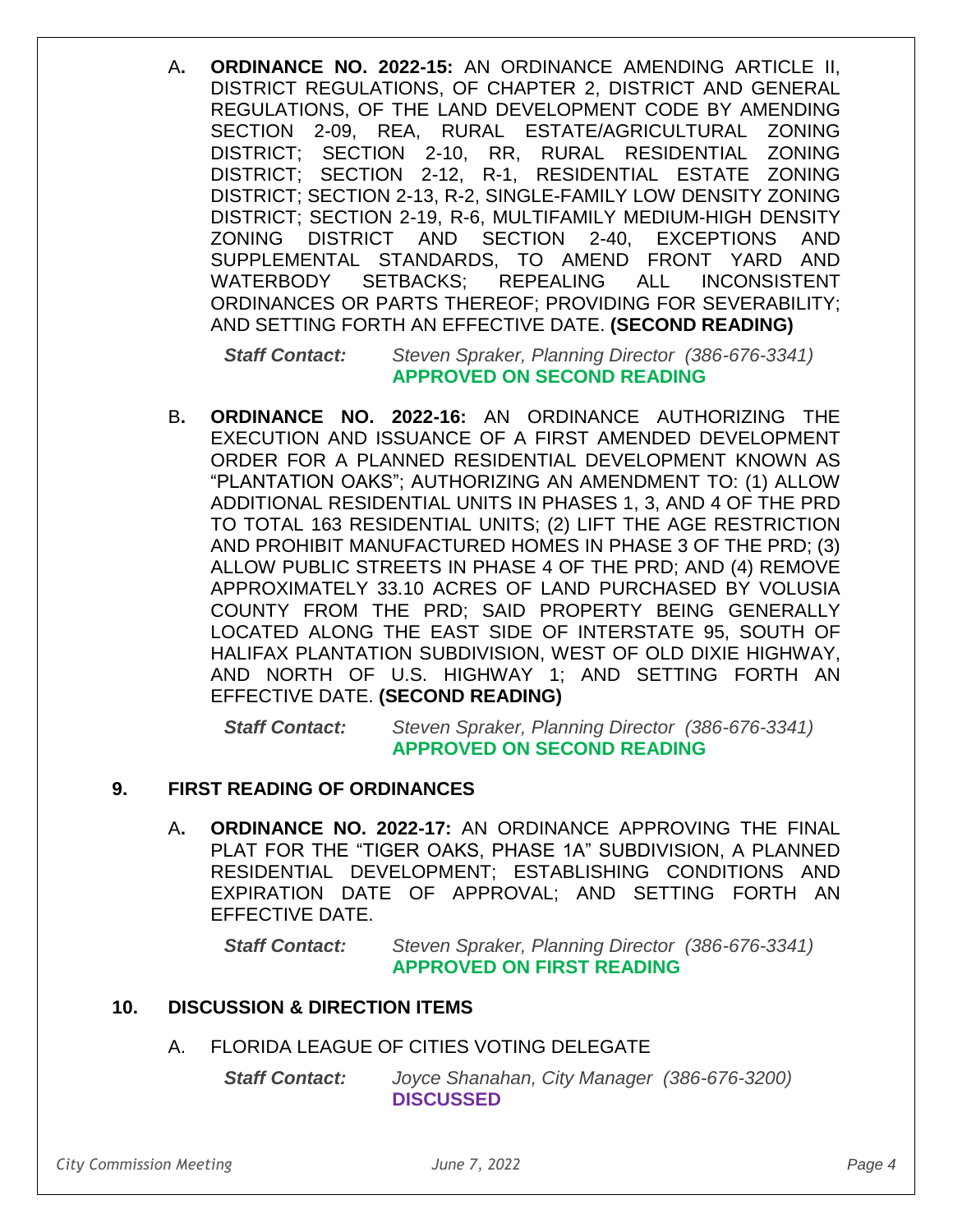A. **ORDINANCE NO. 2022-15:** AN ORDINANCE AMENDING ARTICLE II, DISTRICT REGULATIONS, OF CHAPTER 2, DISTRICT AND GENERAL REGULATIONS, OF THE LAND DEVELOPMENT CODE BY AMENDING SECTION 2-09, REA, RURAL ESTATE/AGRICULTURAL ZONING DISTRICT; SECTION 2-10, RR, RURAL RESIDENTIAL ZONING DISTRICT; SECTION 2-12, R-1, RESIDENTIAL ESTATE ZONING DISTRICT; SECTION 2-13, R-2, SINGLE-FAMILY LOW DENSITY ZONING DISTRICT; SECTION 2-19, R-6, MULTIFAMILY MEDIUM-HIGH DENSITY ZONING DISTRICT AND SECTION 2-40, EXCEPTIONS AND SUPPLEMENTAL STANDARDS, TO AMEND FRONT YARD AND WATERBODY SETBACKS; REPEALING ALL INCONSISTENT ORDINANCES OR PARTS THEREOF; PROVIDING FOR SEVERABILITY; AND SETTING FORTH AN EFFECTIVE DATE. **(SECOND READING)**

   ***Staff Contact:*** *Steven Spraker, Planning Director (386-676-3341)*
   **APPROVED ON SECOND READING**

B. **ORDINANCE NO. 2022-16:** AN ORDINANCE AUTHORIZING THE EXECUTION AND ISSUANCE OF A FIRST AMENDED DEVELOPMENT ORDER FOR A PLANNED RESIDENTIAL DEVELOPMENT KNOWN AS "PLANTATION OAKS"; AUTHORIZING AN AMENDMENT TO: (1) ALLOW ADDITIONAL RESIDENTIAL UNITS IN PHASES 1, 3, AND 4 OF THE PRD TO TOTAL 163 RESIDENTIAL UNITS; (2) LIFT THE AGE RESTRICTION AND PROHIBIT MANUFACTURED HOMES IN PHASE 3 OF THE PRD; (3) ALLOW PUBLIC STREETS IN PHASE 4 OF THE PRD; AND (4) REMOVE APPROXIMATELY 33.10 ACRES OF LAND PURCHASED BY VOLUSIA COUNTY FROM THE PRD; SAID PROPERTY BEING GENERALLY LOCATED ALONG THE EAST SIDE OF INTERSTATE 95, SOUTH OF HALIFAX PLANTATION SUBDIVISION, WEST OF OLD DIXIE HIGHWAY, AND NORTH OF U.S. HIGHWAY 1; AND SETTING FORTH AN EFFECTIVE DATE. **(SECOND READING)**

   ***Staff Contact:*** *Steven Spraker, Planning Director (386-676-3341)*
   **APPROVED ON SECOND READING**

## 9. FIRST READING OF ORDINANCES

A. **ORDINANCE NO. 2022-17:** AN ORDINANCE APPROVING THE FINAL PLAT FOR THE "TIGER OAKS, PHASE 1A" SUBDIVISION, A PLANNED RESIDENTIAL DEVELOPMENT; ESTABLISHING CONDITIONS AND EXPIRATION DATE OF APPROVAL; AND SETTING FORTH AN EFFECTIVE DATE.

   ***Staff Contact:*** *Steven Spraker, Planning Director (386-676-3341)*
   **APPROVED ON FIRST READING**

## 10. DISCUSSION & DIRECTION ITEMS

A. FLORIDA LEAGUE OF CITIES VOTING DELEGATE

   ***Staff Contact:*** *Joyce Shanahan, City Manager (386-676-3200)*
   **DISCUSSED**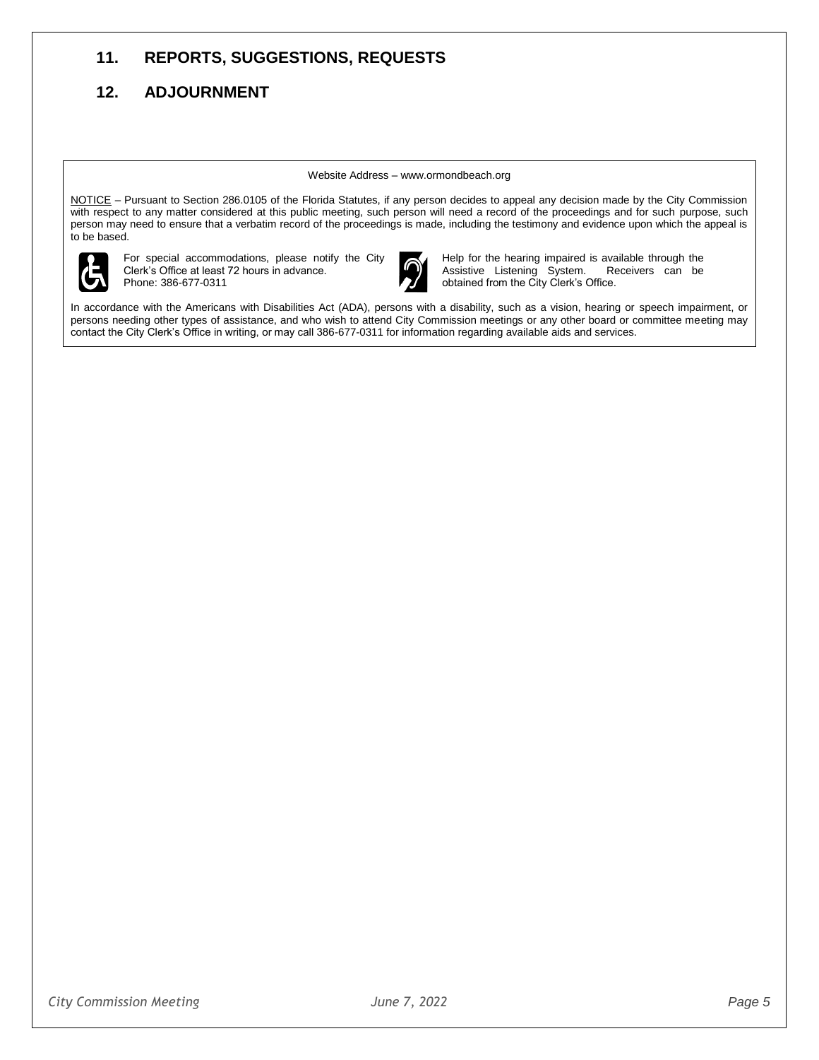## 11. REPORTS, SUGGESTIONS, REQUESTS

## 12. ADJOURNMENT

Website Address – www.ormondbeach.org

NOTICE – Pursuant to Section 286.0105 of the Florida Statutes, if any person decides to appeal any decision made by the City Commission with respect to any matter considered at this public meeting, such person will need a record of the proceedings and for such purpose, such person may need to ensure that a verbatim record of the proceedings is made, including the testimony and evidence upon which the appeal is to be based.

For special accommodations, please notify the City Clerk's Office at least 72 hours in advance. Phone: 386-677-0311

Help for the hearing impaired is available through the Assistive Listening System. Receivers can be obtained from the City Clerk's Office.

In accordance with the Americans with Disabilities Act (ADA), persons with a disability, such as a vision, hearing or speech impairment, or persons needing other types of assistance, and who wish to attend City Commission meetings or any other board or committee meeting may contact the City Clerk's Office in writing, or may call 386-677-0311 for information regarding available aids and services.